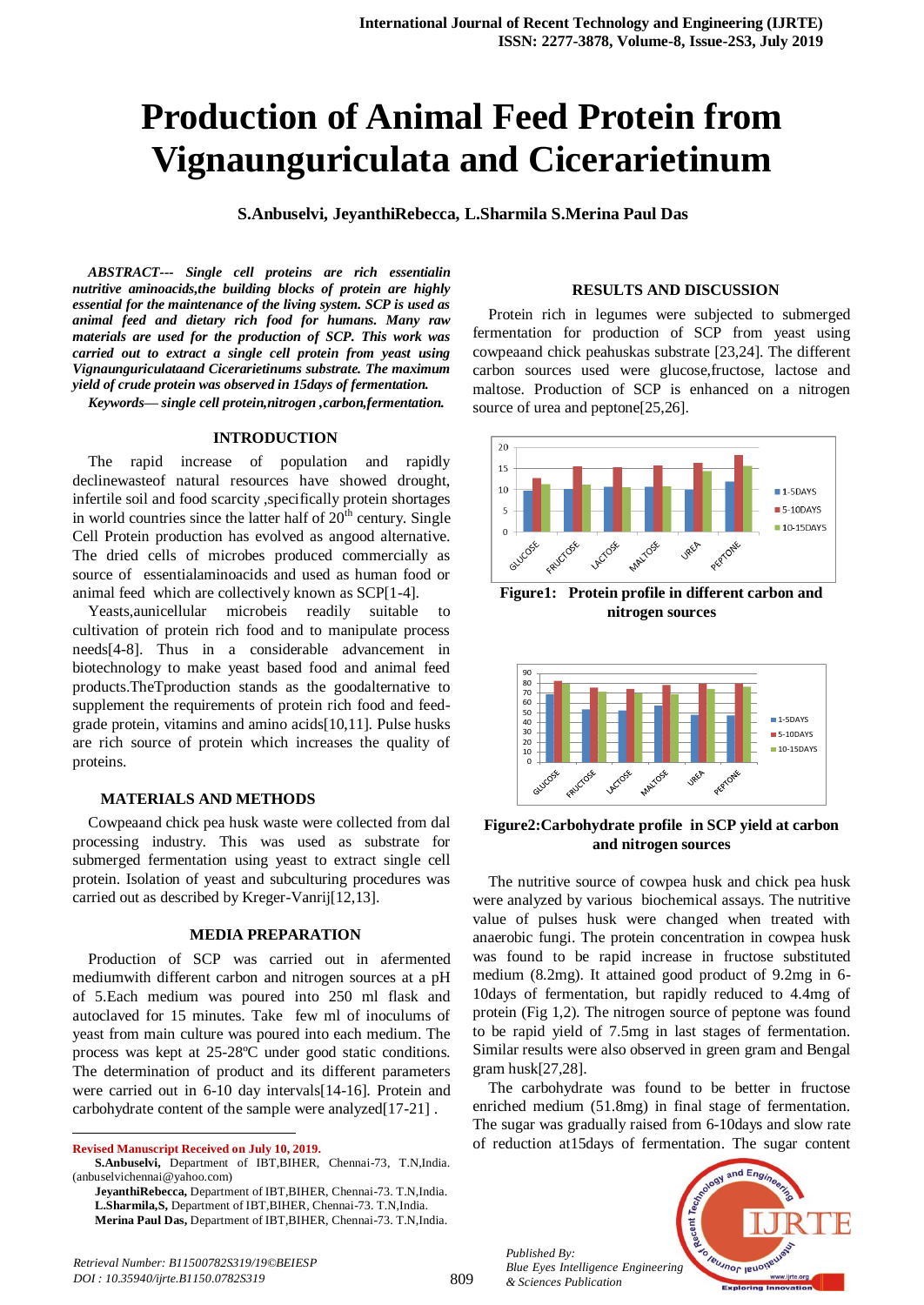# Production of Animal Feed Protein from Vignaunguriculata and Cicerarietinum

**S.Anbuselvi, JeyanthiRebecca, L.Sharmila S.Merina Paul Das**

***ABSTRACT--- Single cell proteins are rich essentialin nutritive aminoacids,the building blocks of protein are highly essential for the maintenance of the living system. SCP is used as animal feed and dietary rich food for humans. Many raw materials are used for the production of SCP. This work was carried out to extract a single cell protein from yeast using Vignaunguriculataand Cicerarietinums substrate. The maximum yield of crude protein was observed in 15days of fermentation.***

***Keywords— single cell protein,nitrogen ,carbon,fermentation.***

## INTRODUCTION

The rapid increase of population and rapidly declinewasteof natural resources have showed drought, infertile soil and food scarcity ,specifically protein shortages in world countries since the latter half of 20th century. Single Cell Protein production has evolved as angood alternative. The dried cells of microbes produced commercially as source of essentialaminoacids and used as human food or animal feed which are collectively known as SCP[1-4].

Yeasts,aunicellular microbeis readily suitable to cultivation of protein rich food and to manipulate process needs[4-8]. Thus in a considerable advancement in biotechnology to make yeast based food and animal feed products.TheTproduction stands as the goodalternative to supplement the requirements of protein rich food and feed-grade protein, vitamins and amino acids[10,11]. Pulse husks are rich source of protein which increases the quality of proteins.

## MATERIALS AND METHODS

Cowpeaand chick pea husk waste were collected from dal processing industry. This was used as substrate for submerged fermentation using yeast to extract single cell protein. Isolation of yeast and subculturing procedures was carried out as described by Kreger-Vanrij[12,13].

## MEDIA PREPARATION

Production of SCP was carried out in afermented mediumwith different carbon and nitrogen sources at a pH of 5.Each medium was poured into 250 ml flask and autoclaved for 15 minutes. Take few ml of inoculums of yeast from main culture was poured into each medium. The process was kept at 25-28ºC under good static conditions. The determination of product and its different parameters were carried out in 6-10 day intervals[14-16]. Protein and carbohydrate content of the sample were analyzed[17-21] .

## RESULTS AND DISCUSSION

Protein rich in legumes were subjected to submerged fermentation for production of SCP from yeast using cowpeaand chick peahuskas substrate [23,24]. The different carbon sources used were glucose,fructose, lactose and maltose. Production of SCP is enhanced on a nitrogen source of urea and peptone[25,26].

**Figure1: Protein profile in different carbon and nitrogen sources**

**Figure2:Carbohydrate profile in SCP yield at carbon and nitrogen sources**

The nutritive source of cowpea husk and chick pea husk were analyzed by various biochemical assays. The nutritive value of pulses husk were changed when treated with anaerobic fungi. The protein concentration in cowpea husk was found to be rapid increase in fructose substituted medium (8.2mg). It attained good product of 9.2mg in 6-10days of fermentation, but rapidly reduced to 4.4mg of protein (Fig 1,2). The nitrogen source of peptone was found to be rapid yield of 7.5mg in last stages of fermentation. Similar results were also observed in green gram and Bengal gram husk[27,28].

The carbohydrate was found to be better in fructose enriched medium (51.8mg) in final stage of fermentation. The sugar was gradually raised from 6-10days and slow rate of reduction at15days of fermentation. The sugar content

---

**Revised Manuscript Received on July 10, 2019.**

**S.Anbuselvi,** Department of IBT,BIHER, Chennai-73, T.N,India. (anbuselvichennai@yahoo.com)

**JeyanthiRebecca,** Department of IBT,BIHER, Chennai-73. T.N,India.

**L.Sharmila,S,** Department of IBT,BIHER, Chennai-73. T.N,India.

**Merina Paul Das,** Department of IBT,BIHER, Chennai-73. T.N,India.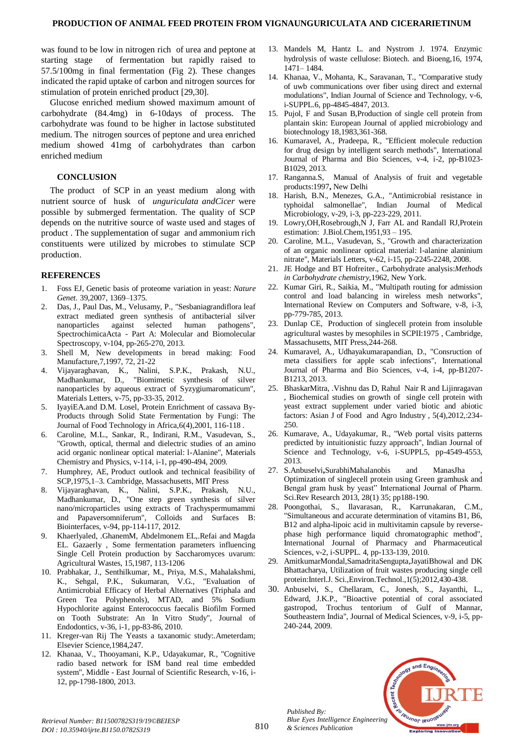was found to be low in nitrogen rich of urea and peptone at starting stage of fermentation but rapidly raised to 57.5/100mg in final fermentation (Fig 2). These changes indicated the rapid uptake of carbon and nitrogen sources for stimulation of protein enriched product [29,30].

Glucose enriched medium showed maximum amount of carbohydrate (84.4mg) in 6-10days of process. The carbohydrate was found to be higher in lactose substituted medium. The nitrogen sources of peptone and urea enriched medium showed 41mg of carbohydrates than carbon enriched medium

## CONCLUSION

The product of SCP in an yeast medium along with nutrient source of husk of *unguriculata andCicer* were possible by submerged fermentation. The quality of SCP depends on the nutritive source of waste used and stages of product . The supplementation of sugar and ammonium rich constituents were utilized by microbes to stimulate SCP production.

## REFERENCES

1. Foss EJ, Genetic basis of proteome variation in yeast: *Nature Genet.* 39,2007, 1369–1375.
2. Das, J., Paul Das, M., Velusamy, P., "Sesbaniagrandiflora leaf extract mediated green synthesis of antibacterial silver nanoparticles against selected human pathogens", SpectrochimicaActa - Part A: Molecular and Biomolecular Spectroscopy, v-104, pp-265-270, 2013.
3. Shell M, New developments in bread making: Food Manufacture,7,1997, 72, 21-22
4. Vijayaraghavan, K., Nalini, S.P.K., Prakash, N.U., Madhankumar, D., "Biomimetic synthesis of silver nanoparticles by aqueous extract of Syzygiumaromaticum", Materials Letters, v-75, pp-33-35, 2012.
5. IyayiEA.and D.M. Losel, Protein Enrichment of cassava By-Products through Solid State Fermentation by Fungi: The Journal of Food Technology in Africa,6(4),2001, 116-118 .
6. Caroline, M.L., Sankar, R., Indirani, R.M., Vasudevan, S., "Growth, optical, thermal and dielectric studies of an amino acid organic nonlinear optical material: l-Alanine", Materials Chemistry and Physics, v-114, i-1, pp-490-494, 2009.
7. Humphrey, AE, Product outlook and technical feasibility of SCP,1975,1–3. Cambridge, Massachusetts, MIT Press
8. Vijayaraghavan, K., Nalini, S.P.K., Prakash, N.U., Madhankumar, D., "One step green synthesis of silver nano/microparticles using extracts of Trachyspermumammi and Papaversomniferum", Colloids and Surfaces B: Biointerfaces, v-94, pp-114-117, 2012.
9. Khaerlyaled, .GhanemM, Abdelmonem EL,.Refai and Magda EL. Gazaerly , Some fermentation parameters influencing Single Cell Protein production by Saccharomyces uvarum: Agricultural Wastes, 15,1987, 113-1206
10. Prabhakar, J., Senthilkumar, M., Priya, M.S., Mahalakshmi, K., Sehgal, P.K., Sukumaran, V.G., "Evaluation of Antimicrobial Efficacy of Herbal Alternatives (Triphala and Green Tea Polyphenols), MTAD, and 5% Sodium Hypochlorite against Enterococcus faecalis Biofilm Formed on Tooth Substrate: An In Vitro Study", Journal of Endodontics, v-36, i-1, pp-83-86, 2010.
11. Kreger-van Rij The Yeasts a taxanomic study:.Ameterdam; Elsevier Science,1984,247.
12. Khanaa, V., Thooyamani, K.P., Udayakumar, R., "Cognitive radio based network for ISM band real time embedded system", Middle - East Journal of Scientific Research, v-16, i-12, pp-1798-1800, 2013.
13. Mandels M, Hantz L. and Nystrom J. 1974. Enzymic hydrolysis of waste cellulose: Biotech. and Bioeng,16, 1974, 1471– 1484.
14. Khanaa, V., Mohanta, K., Saravanan, T., "Comparative study of uwb communications over fiber using direct and external modulations", Indian Journal of Science and Technology, v-6, i-SUPPL.6, pp-4845-4847, 2013.
15. Pujol, F and Susan B,Production of single cell protein from plantain skin: European Journal of applied microbiology and biotechnology 18,1983,361-368.
16. Kumaravel, A., Pradeepa, R., "Efficient molecule reduction for drug design by intelligent search methods", International Journal of Pharma and Bio Sciences, v-4, i-2, pp-B1023-B1029, 2013.
17. Ranganna.S, Manual of Analysis of fruit and vegetable products:1997**,** New Delhi
18. Harish, B.N., Menezes, G.A., "Antimicrobial resistance in typhoidal salmonellae", Indian Journal of Medical Microbiology, v-29, i-3, pp-223-229, 2011.
19. Lowry,OH,Rosebrough,N J, Farr AL and Randall RJ,Protein estimation: J.Biol.Chem,1951,93 – 195.
20. Caroline, M.L., Vasudevan, S., "Growth and characterization of an organic nonlinear optical material: l-alanine alaninium nitrate", Materials Letters, v-62, i-15, pp-2245-2248, 2008.
21. JE Hodge and BT Hofreiter., Carbohydrate analysis:*Methods in Carbohydrate chemistry*,1962, New York.
22. Kumar Giri, R., Saikia, M., "Multipath routing for admission control and load balancing in wireless mesh networks", International Review on Computers and Software, v-8, i-3, pp-779-785, 2013.
23. Dunlap CE, Production of singlecell protein from insoluble agricultural wastes by mesophiles in SCPII:1975 , Cambridge, Massachusetts, MIT Press,244-268.
24. Kumaravel, A., Udhayakumarapandian, D., "Consruction of meta classifiers for apple scab infections", International Journal of Pharma and Bio Sciences, v-4, i-4, pp-B1207-B1213, 2013.
25. BhaskarMitra, .Vishnu das D, Rahul Nair R and Lijinragavan , Biochemical studies on growth of single cell protein with yeast extract supplement under varied biotic and abiotic factors: Asian J of Food and Agro Industry , 5(4),2012,:234-250.
26. Kumarave, A., Udayakumar, R., "Web portal visits patterns predicted by intuitionistic fuzzy approach", Indian Journal of Science and Technology, v-6, i-SUPPL5, pp-4549-4553, 2013.
27. S.Anbuselvi**,**SurabhiMahalanobis and ManasJha , Optimization of singlecell protein using Green gramhusk and Bengal gram husk by yeast" International Journal of Pharm. Sci.Rev Research 2013, 28(1) 35; pp188-190.
28. Poongothai, S., Ilavarasan, R., Karrunakaran, C.M., "Simultaneous and accurate determination of vitamins B1, B6, B12 and alpha-lipoic acid in multivitamin capsule by reverse-phase high performance liquid chromatographic method", International Journal of Pharmacy and Pharmaceutical Sciences, v-2, i-SUPPL. 4, pp-133-139, 2010.
29. AmitkumarMondal,SamadritaSengupta,JayatiBhowal and DK Bhattacharya, Utilization of fruit wastes producing single cell protein:Interl.J. Sci.,Environ.Technol.,1(5);2012,430-438.
30. Anbuselvi, S., Chellaram, C., Jonesh, S., Jayanthi, L., Edward, J.K.P., "Bioactive potential of coral associated gastropod, Trochus tentorium of Gulf of Mannar, Southeastern India", Journal of Medical Sciences, v-9, i-5, pp-240-244, 2009.